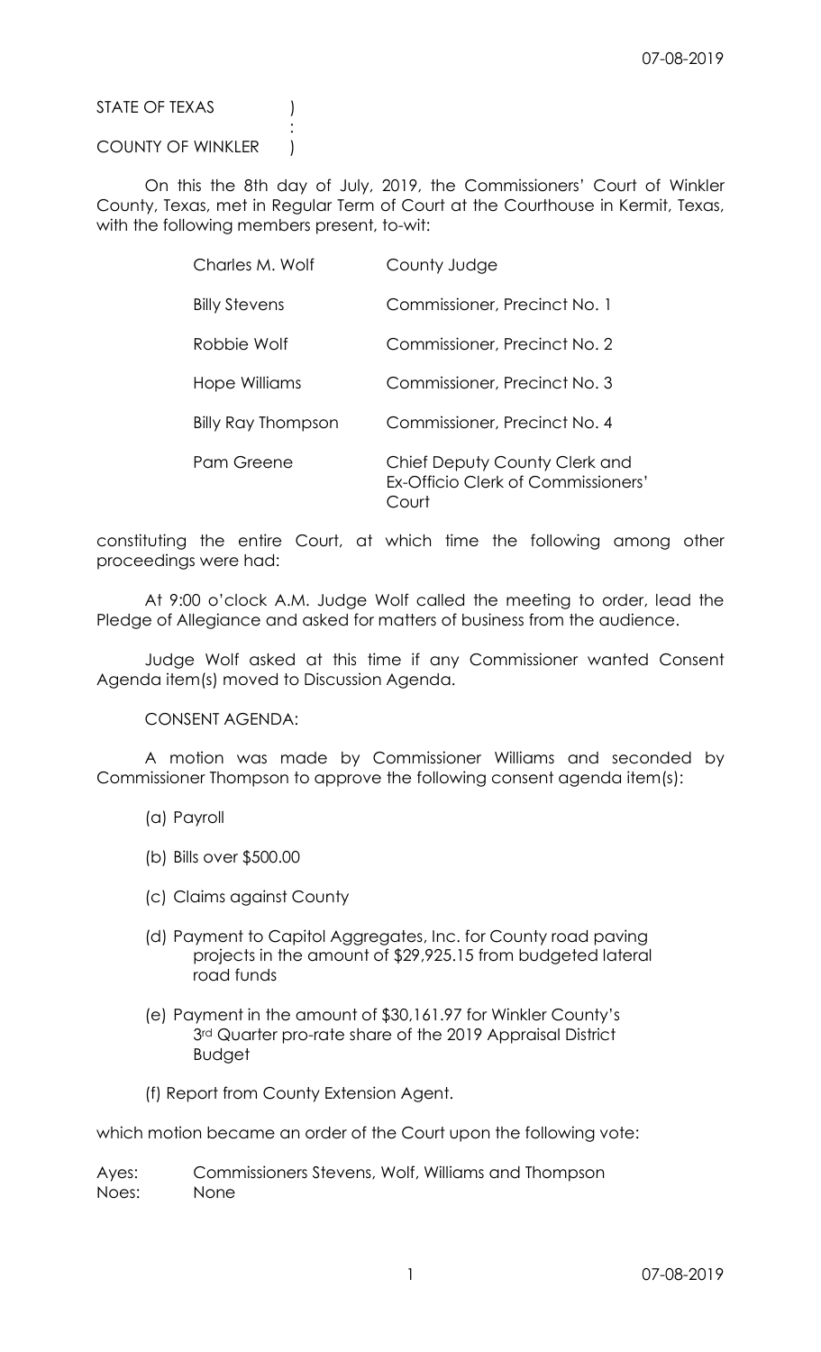STATE OF TEXAS )
:
COUNTY OF WINKLER )

On this the 8th day of July, 2019, the Commissioners' Court of Winkler County, Texas, met in Regular Term of Court at the Courthouse in Kermit, Texas, with the following members present, to-wit:

| | |
|---|---|
| Charles M. Wolf | County Judge |
| Billy Stevens | Commissioner, Precinct No. 1 |
| Robbie Wolf | Commissioner, Precinct No. 2 |
| Hope Williams | Commissioner, Precinct No. 3 |
| Billy Ray Thompson | Commissioner, Precinct No. 4 |
| Pam Greene | Chief Deputy County Clerk and Ex-Officio Clerk of Commissioners' Court |

constituting the entire Court, at which time the following among other proceedings were had:

At 9:00 o'clock A.M. Judge Wolf called the meeting to order, lead the Pledge of Allegiance and asked for matters of business from the audience.

Judge Wolf asked at this time if any Commissioner wanted Consent Agenda item(s) moved to Discussion Agenda.

CONSENT AGENDA:

A motion was made by Commissioner Williams and seconded by Commissioner Thompson to approve the following consent agenda item(s):

(a) Payroll

(b) Bills over $500.00

(c) Claims against County

(d) Payment to Capitol Aggregates, Inc. for County road paving projects in the amount of $29,925.15 from budgeted lateral road funds

(e) Payment in the amount of $30,161.97 for Winkler County's 3rd Quarter pro-rate share of the 2019 Appraisal District Budget

(f) Report from County Extension Agent.

which motion became an order of the Court upon the following vote:

Ayes: Commissioners Stevens, Wolf, Williams and Thompson
Noes: None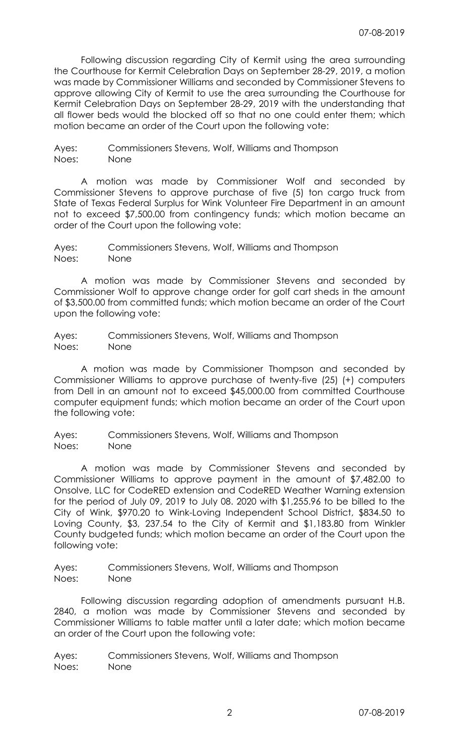Following discussion regarding City of Kermit using the area surrounding the Courthouse for Kermit Celebration Days on September 28-29, 2019, a motion was made by Commissioner Williams and seconded by Commissioner Stevens to approve allowing City of Kermit to use the area surrounding the Courthouse for Kermit Celebration Days on September 28-29, 2019 with the understanding that all flower beds would the blocked off so that no one could enter them; which motion became an order of the Court upon the following vote:

Ayes: Commissioners Stevens, Wolf, Williams and Thompson
Noes: None

A motion was made by Commissioner Wolf and seconded by Commissioner Stevens to approve purchase of five (5) ton cargo truck from State of Texas Federal Surplus for Wink Volunteer Fire Department in an amount not to exceed $7,500.00 from contingency funds; which motion became an order of the Court upon the following vote:

Ayes: Commissioners Stevens, Wolf, Williams and Thompson
Noes: None

A motion was made by Commissioner Stevens and seconded by Commissioner Wolf to approve change order for golf cart sheds in the amount of $3,500.00 from committed funds; which motion became an order of the Court upon the following vote:

Ayes: Commissioners Stevens, Wolf, Williams and Thompson
Noes: None

A motion was made by Commissioner Thompson and seconded by Commissioner Williams to approve purchase of twenty-five (25) (+) computers from Dell in an amount not to exceed $45,000.00 from committed Courthouse computer equipment funds; which motion became an order of the Court upon the following vote:

Ayes: Commissioners Stevens, Wolf, Williams and Thompson
Noes: None

A motion was made by Commissioner Stevens and seconded by Commissioner Williams to approve payment in the amount of $7,482.00 to Onsolve, LLC for CodeRED extension and CodeRED Weather Warning extension for the period of July 09, 2019 to July 08. 2020 with $1,255.96 to be billed to the City of Wink, $970.20 to Wink-Loving Independent School District, $834.50 to Loving County, $3, 237.54 to the City of Kermit and $1,183.80 from Winkler County budgeted funds; which motion became an order of the Court upon the following vote:

Ayes: Commissioners Stevens, Wolf, Williams and Thompson
Noes: None

Following discussion regarding adoption of amendments pursuant H.B. 2840, a motion was made by Commissioner Stevens and seconded by Commissioner Williams to table matter until a later date; which motion became an order of the Court upon the following vote:

Ayes: Commissioners Stevens, Wolf, Williams and Thompson
Noes: None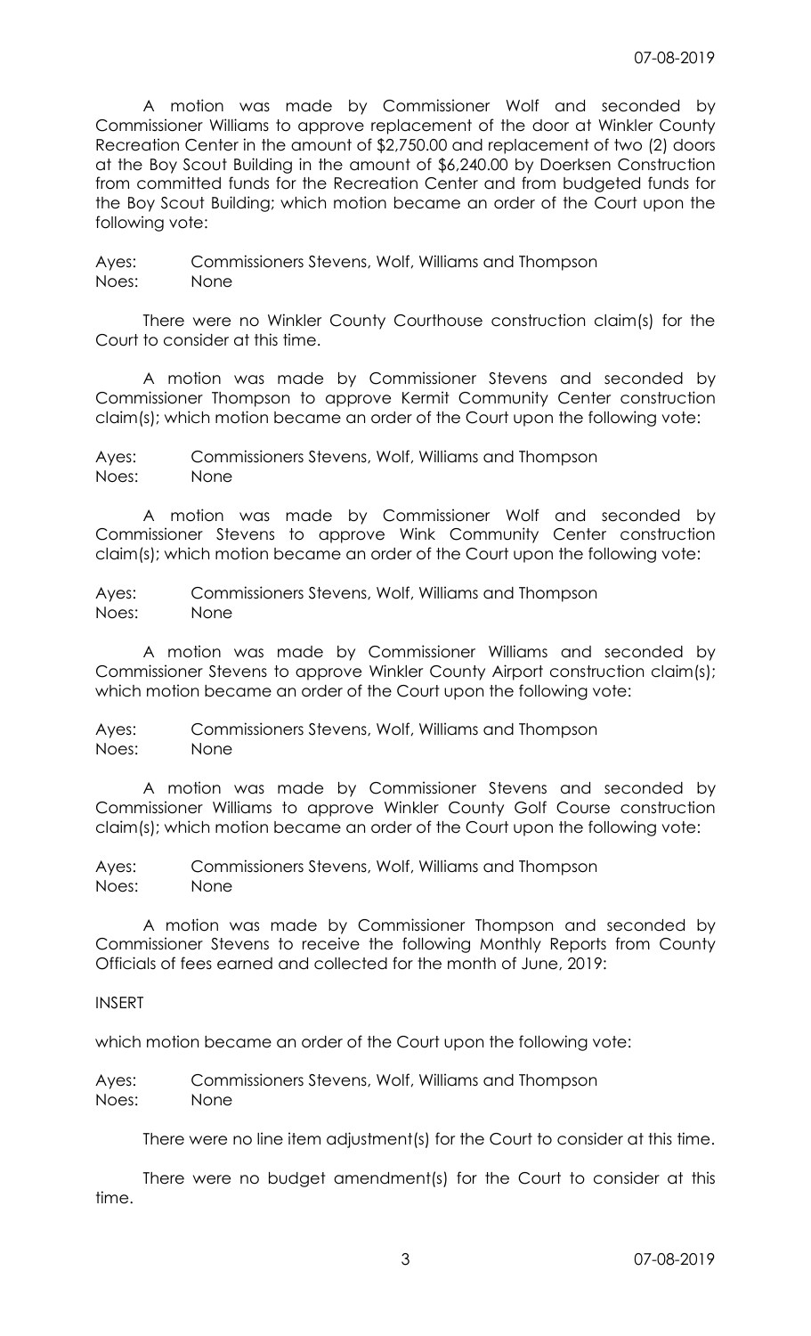A motion was made by Commissioner Wolf and seconded by Commissioner Williams to approve replacement of the door at Winkler County Recreation Center in the amount of $2,750.00 and replacement of two (2) doors at the Boy Scout Building in the amount of $6,240.00 by Doerksen Construction from committed funds for the Recreation Center and from budgeted funds for the Boy Scout Building; which motion became an order of the Court upon the following vote:

Ayes: Commissioners Stevens, Wolf, Williams and Thompson
Noes: None

There were no Winkler County Courthouse construction claim(s) for the Court to consider at this time.

A motion was made by Commissioner Stevens and seconded by Commissioner Thompson to approve Kermit Community Center construction claim(s); which motion became an order of the Court upon the following vote:

Ayes: Commissioners Stevens, Wolf, Williams and Thompson
Noes: None

A motion was made by Commissioner Wolf and seconded by Commissioner Stevens to approve Wink Community Center construction claim(s); which motion became an order of the Court upon the following vote:

Ayes: Commissioners Stevens, Wolf, Williams and Thompson
Noes: None

A motion was made by Commissioner Williams and seconded by Commissioner Stevens to approve Winkler County Airport construction claim(s); which motion became an order of the Court upon the following vote:

Ayes: Commissioners Stevens, Wolf, Williams and Thompson
Noes: None

A motion was made by Commissioner Stevens and seconded by Commissioner Williams to approve Winkler County Golf Course construction claim(s); which motion became an order of the Court upon the following vote:

Ayes: Commissioners Stevens, Wolf, Williams and Thompson
Noes: None

A motion was made by Commissioner Thompson and seconded by Commissioner Stevens to receive the following Monthly Reports from County Officials of fees earned and collected for the month of June, 2019:

INSERT

which motion became an order of the Court upon the following vote:

Ayes: Commissioners Stevens, Wolf, Williams and Thompson
Noes: None

There were no line item adjustment(s) for the Court to consider at this time.

There were no budget amendment(s) for the Court to consider at this time.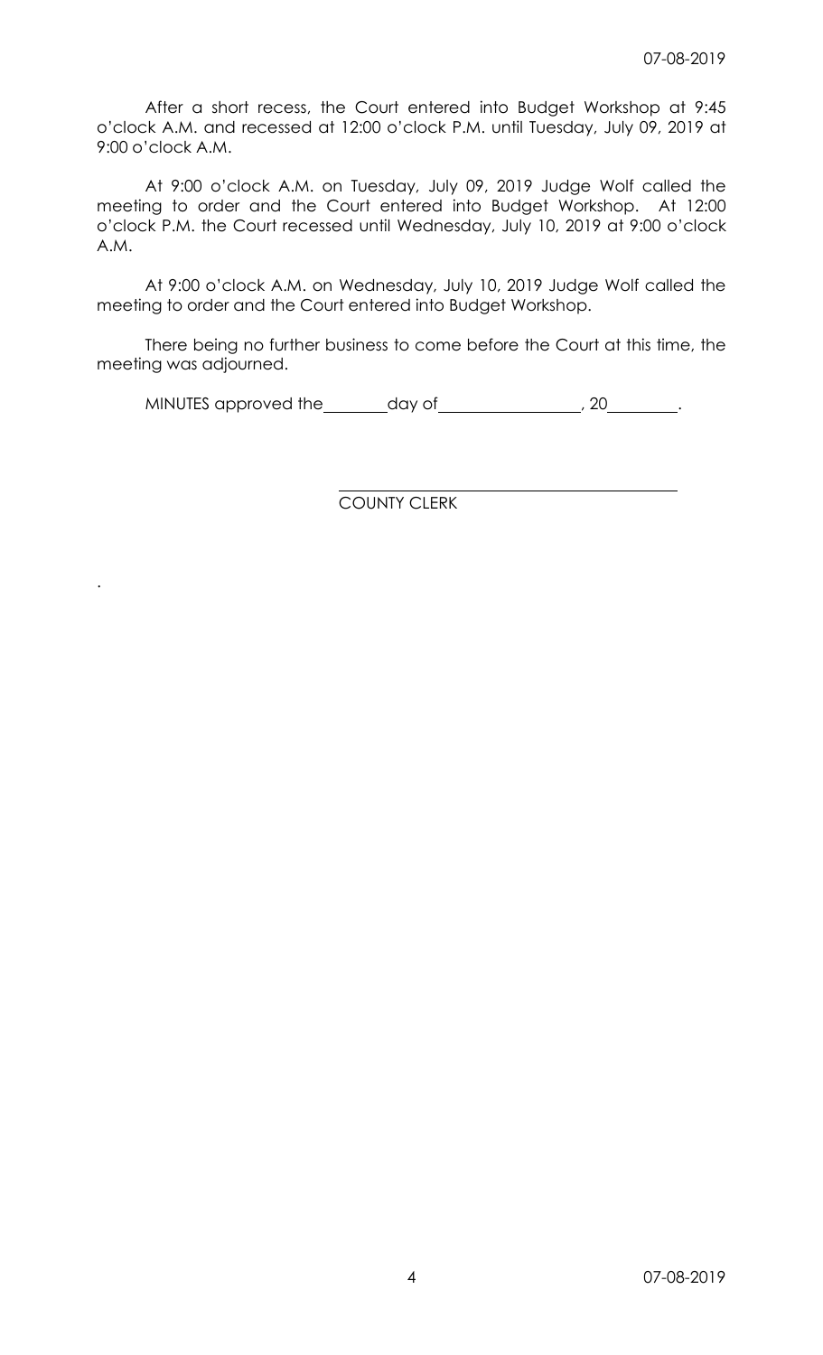After a short recess, the Court entered into Budget Workshop at 9:45 o'clock A.M. and recessed at 12:00 o'clock P.M. until Tuesday, July 09, 2019 at 9:00 o'clock A.M.

At 9:00 o'clock A.M. on Tuesday, July 09, 2019 Judge Wolf called the meeting to order and the Court entered into Budget Workshop. At 12:00 o'clock P.M. the Court recessed until Wednesday, July 10, 2019 at 9:00 o'clock A.M.

At 9:00 o'clock A.M. on Wednesday, July 10, 2019 Judge Wolf called the meeting to order and the Court entered into Budget Workshop.

There being no further business to come before the Court at this time, the meeting was adjourned.

MINUTES approved the ________ day of __________________, 20_________.

_____________________________________________

COUNTY CLERK

.